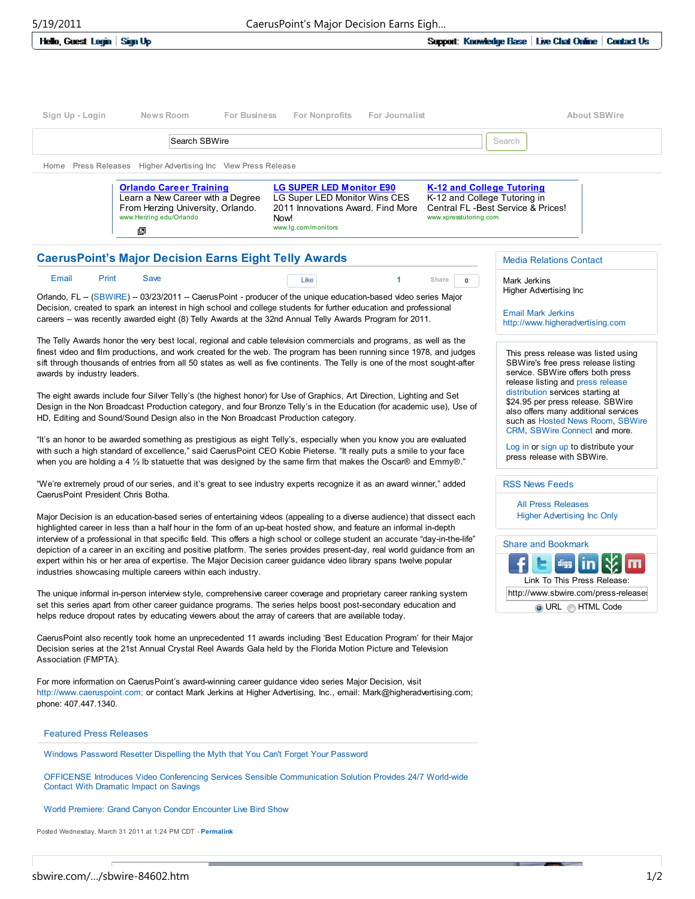Hello, Guest Login | Sign Up

Support: Knowledge Base | Live Chat Online | Contact Us

Sign Up - Login | News Room | For Business | For Nonprofits | For Journalist | About SBWire

Search SBWire | Search

Home Press Releases Higher Advertising Inc View Press Release

**Orlando Career Training**
Learn a New Career with a Degree From Herzing University, Orlando.
www.Herzing.edu/Orlando

**LG SUPER LED Monitor E90**
LG Super LED Monitor Wins CES 2011 Innovations Award. Find More Now!
www.lg.com/monitors

**K-12 and College Tutoring**
K-12 and College Tutoring in Central FL -Best Service & Prices!
www.xpresstutoring.com

# CaerusPoint's Major Decision Earns Eight Telly Awards

Email Print Save Like 1 Share 0

Orlando, FL -- (SBWIRE) -- 03/23/2011 -- CaerusPoint - producer of the unique education-based video series Major Decision, created to spark an interest in high school and college students for further education and professional careers – was recently awarded eight (8) Telly Awards at the 32nd Annual Telly Awards Program for 2011.

The Telly Awards honor the very best local, regional and cable television commercials and programs, as well as the finest video and film productions, and work created for the web. The program has been running since 1978, and judges sift through thousands of entries from all 50 states as well as five continents. The Telly is one of the most sought-after awards by industry leaders.

The eight awards include four Silver Telly's (the highest honor) for Use of Graphics, Art Direction, Lighting and Set Design in the Non Broadcast Production category, and four Bronze Telly's in the Education (for academic use), Use of HD, Editing and Sound/Sound Design also in the Non Broadcast Production category.

"It's an honor to be awarded something as prestigious as eight Telly's, especially when you know you are evaluated with such a high standard of excellence," said CaerusPoint CEO Kobie Pieterse. "It really puts a smile to your face when you are holding a 4 ½ lb statuette that was designed by the same firm that makes the Oscar® and Emmy®."

"We're extremely proud of our series, and it's great to see industry experts recognize it as an award winner," added CaerusPoint President Chris Botha.

Major Decision is an education-based series of entertaining videos (appealing to a diverse audience) that dissect each highlighted career in less than a half hour in the form of an up-beat hosted show, and feature an informal in-depth interview of a professional in that specific field. This offers a high school or college student an accurate "day-in-the-life" depiction of a career in an exciting and positive platform. The series provides present-day, real world guidance from an expert within his or her area of expertise. The Major Decision career guidance video library spans twelve popular industries showcasing multiple careers within each industry.

The unique informal in-person interview style, comprehensive career coverage and proprietary career ranking system set this series apart from other career guidance programs. The series helps boost post-secondary education and helps reduce dropout rates by educating viewers about the array of careers that are available today.

CaerusPoint also recently took home an unprecedented 11 awards including 'Best Education Program' for their Major Decision series at the 21st Annual Crystal Reel Awards Gala held by the Florida Motion Picture and Television Association (FMPTA).

For more information on CaerusPoint's award-winning career guidance video series Major Decision, visit http://www.caeruspoint.com; or contact Mark Jerkins at Higher Advertising, Inc., email: Mark@higheradvertising.com; phone: 407.447.1340.

## Featured Press Releases

Windows Password Resetter Dispelling the Myth that You Can't Forget Your Password

OFFICENSE Introduces Video Conferencing Services Sensible Communication Solution Provides 24/7 World-wide Contact With Dramatic Impact on Savings

World Premiere: Grand Canyon Condor Encounter Live Bird Show

Posted Wednesday, March 31 2011 at 1:24 PM CDT - **Permalink**

## Media Relations Contact

Mark Jerkins
Higher Advertising Inc

Email Mark Jerkins
http://www.higheradvertising.com

This press release was listed using SBWire's free press release listing service. SBWire offers both press release listing and press release distribution services starting at $24.95 per press release. SBWire also offers many additional services such as Hosted News Room, SBWire CRM, SBWire Connect and more.

Log in or sign up to distribute your press release with SBWire.

## RSS News Feeds

All Press Releases
Higher Advertising Inc Only

## Share and Bookmark

Link To This Press Release:
http://www.sbwire.com/press-releases
URL HTML Code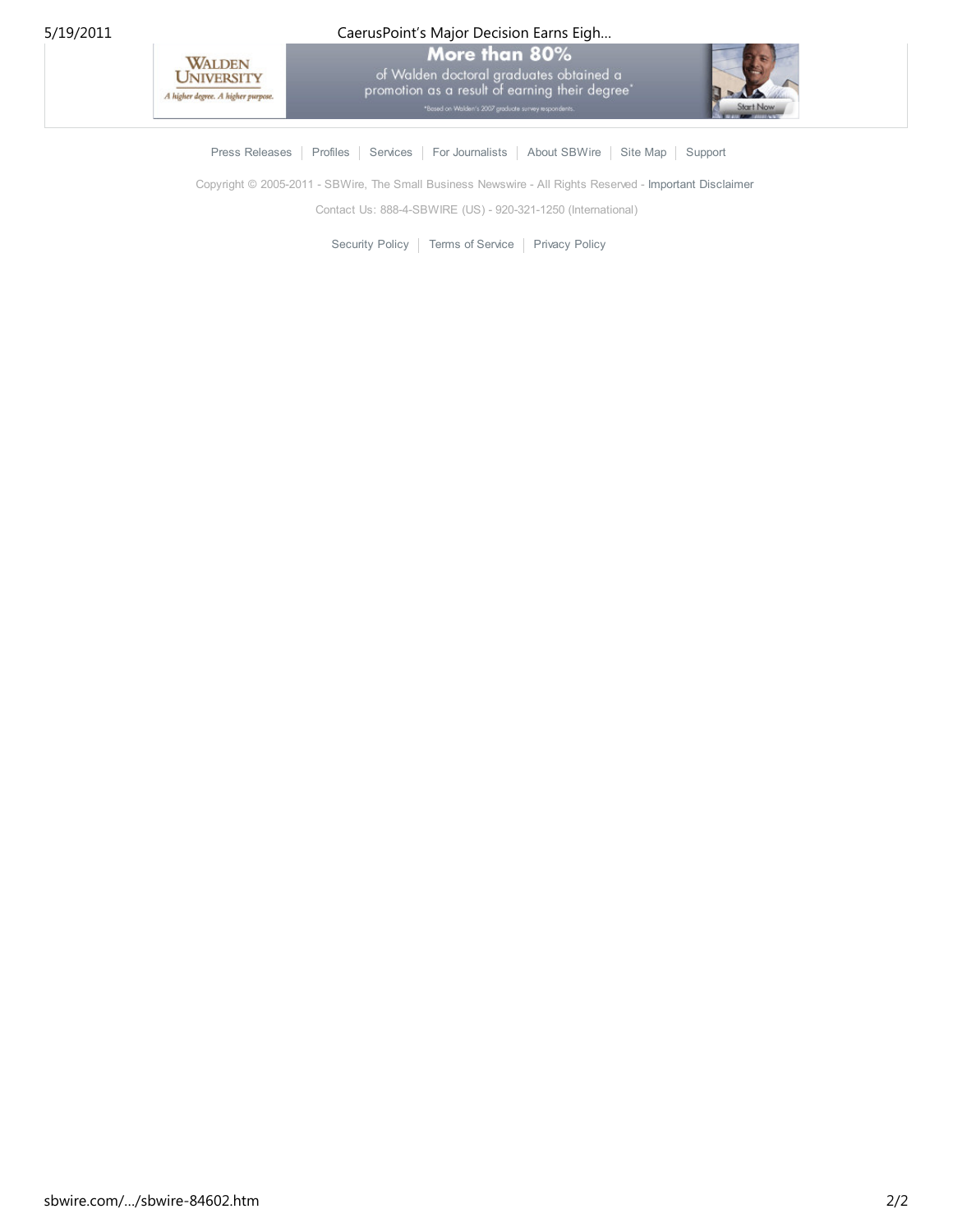Press Releases | Profiles | Services | For Journalists | About SBWire | Site Map | Support

Copyright © 2005-2011 - SBWire, The Small Business Newswire - All Rights Reserved - Important Disclaimer

Contact Us: 888-4-SBWIRE (US) - 920-321-1250 (International)

Security Policy | Terms of Service | Privacy Policy